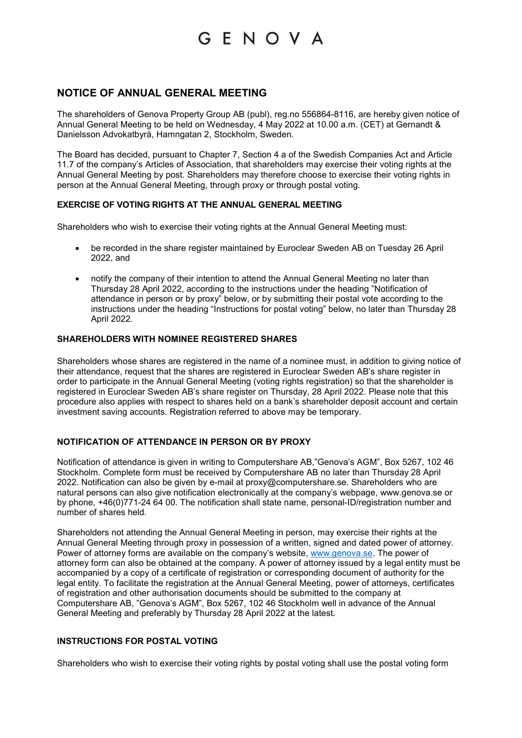# GENOVA

## NOTICE OF ANNUAL GENERAL MEETING

The shareholders of Genova Property Group AB (publ), reg.no 556864-8116, are hereby given notice of Annual General Meeting to be held on Wednesday, 4 May 2022 at 10.00 a.m. (CET) at Gernandt & Danielsson Advokatbyrå, Hamngatan 2, Stockholm, Sweden.

The Board has decided, pursuant to Chapter 7, Section 4 a of the Swedish Companies Act and Article 11.7 of the company's Articles of Association, that shareholders may exercise their voting rights at the Annual General Meeting by post. Shareholders may therefore choose to exercise their voting rights in person at the Annual General Meeting, through proxy or through postal voting.

### EXERCISE OF VOTING RIGHTS AT THE ANNUAL GENERAL MEETING

Shareholders who wish to exercise their voting rights at the Annual General Meeting must:

- be recorded in the share register maintained by Euroclear Sweden AB on Tuesday 26 April 2022, and
- notify the company of their intention to attend the Annual General Meeting no later than Thursday 28 April 2022, according to the instructions under the heading "Notification of attendance in person or by proxy" below, or by submitting their postal vote according to the instructions under the heading "Instructions for postal voting" below, no later than Thursday 28 April 2022.

### SHAREHOLDERS WITH NOMINEE REGISTERED SHARES

Shareholders whose shares are registered in the name of a nominee must, in addition to giving notice of their attendance, request that the shares are registered in Euroclear Sweden AB's share register in order to participate in the Annual General Meeting (voting rights registration) so that the shareholder is registered in Euroclear Sweden AB's share register on Thursday, 28 April 2022. Please note that this procedure also applies with respect to shares held on a bank's shareholder deposit account and certain investment saving accounts. Registration referred to above may be temporary.

### NOTIFICATION OF ATTENDANCE IN PERSON OR BY PROXY

Notification of attendance is given in writing to Computershare AB,"Genova's AGM", Box 5267, 102 46 Stockholm. Complete form must be received by Computershare AB no later than Thursday 28 April 2022. Notification can also be given by e-mail at proxy@computershare.se. Shareholders who are natural persons can also give notification electronically at the company's webpage, www.genova.se or by phone, +46(0)771-24 64 00. The notification shall state name, personal-ID/registration number and number of shares held.

Shareholders not attending the Annual General Meeting in person, may exercise their rights at the Annual General Meeting through proxy in possession of a written, signed and dated power of attorney. Power of attorney forms are available on the company's website, www.genova.se. The power of attorney form can also be obtained at the company. A power of attorney issued by a legal entity must be accompanied by a copy of a certificate of registration or corresponding document of authority for the legal entity. To facilitate the registration at the Annual General Meeting, power of attorneys, certificates of registration and other authorisation documents should be submitted to the company at Computershare AB, "Genova's AGM", Box 5267, 102 46 Stockholm well in advance of the Annual General Meeting and preferably by Thursday 28 April 2022 at the latest.

### INSTRUCTIONS FOR POSTAL VOTING

Shareholders who wish to exercise their voting rights by postal voting shall use the postal voting form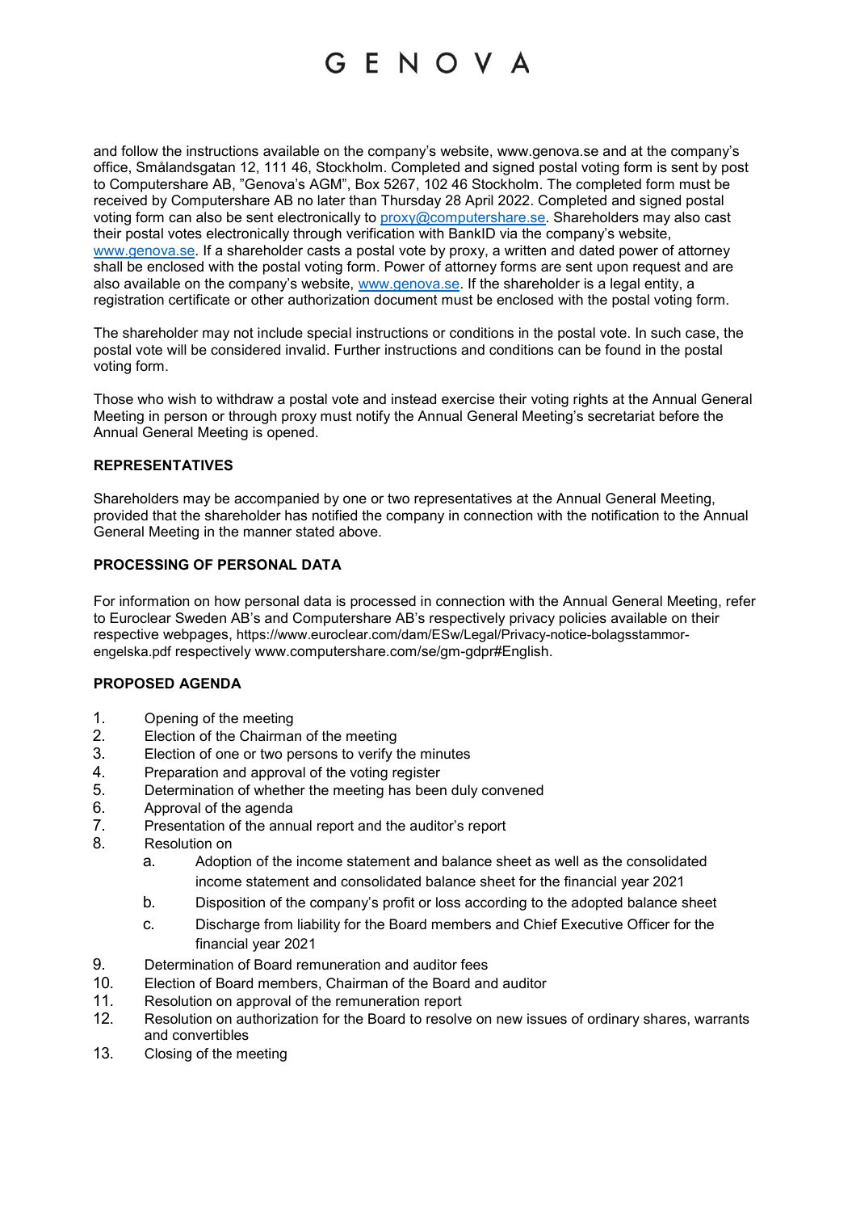and follow the instructions available on the company's website, www.genova.se and at the company's office, Smålandsgatan 12, 111 46, Stockholm. Completed and signed postal voting form is sent by post to Computershare AB, "Genova's AGM", Box 5267, 102 46 Stockholm. The completed form must be received by Computershare AB no later than Thursday 28 April 2022. Completed and signed postal voting form can also be sent electronically to proxy@computershare.se. Shareholders may also cast their postal votes electronically through verification with BankID via the company's website, www.genova.se. If a shareholder casts a postal vote by proxy, a written and dated power of attorney shall be enclosed with the postal voting form. Power of attorney forms are sent upon request and are also available on the company's website, www.genova.se. If the shareholder is a legal entity, a registration certificate or other authorization document must be enclosed with the postal voting form.

The shareholder may not include special instructions or conditions in the postal vote. In such case, the postal vote will be considered invalid. Further instructions and conditions can be found in the postal voting form.

Those who wish to withdraw a postal vote and instead exercise their voting rights at the Annual General Meeting in person or through proxy must notify the Annual General Meeting's secretariat before the Annual General Meeting is opened.

**REPRESENTATIVES**

Shareholders may be accompanied by one or two representatives at the Annual General Meeting, provided that the shareholder has notified the company in connection with the notification to the Annual General Meeting in the manner stated above.

**PROCESSING OF PERSONAL DATA**

For information on how personal data is processed in connection with the Annual General Meeting, refer to Euroclear Sweden AB's and Computershare AB's respectively privacy policies available on their respective webpages, https://www.euroclear.com/dam/ESw/Legal/Privacy-notice-bolagsstammor-engelska.pdf respectively www.computershare.com/se/gm-gdpr#English.

**PROPOSED AGENDA**

1. Opening of the meeting
2. Election of the Chairman of the meeting
3. Election of one or two persons to verify the minutes
4. Preparation and approval of the voting register
5. Determination of whether the meeting has been duly convened
6. Approval of the agenda
7. Presentation of the annual report and the auditor's report
8. Resolution on
   a. Adoption of the income statement and balance sheet as well as the consolidated income statement and consolidated balance sheet for the financial year 2021
   b. Disposition of the company's profit or loss according to the adopted balance sheet
   c. Discharge from liability for the Board members and Chief Executive Officer for the financial year 2021
9. Determination of Board remuneration and auditor fees
10. Election of Board members, Chairman of the Board and auditor
11. Resolution on approval of the remuneration report
12. Resolution on authorization for the Board to resolve on new issues of ordinary shares, warrants and convertibles
13. Closing of the meeting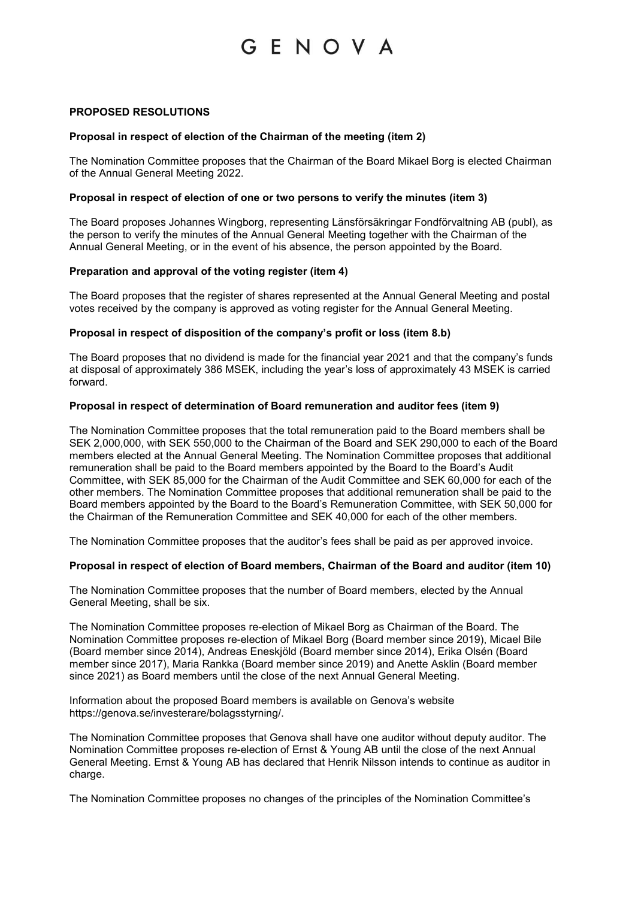# GENOVA

**PROPOSED RESOLUTIONS**

**Proposal in respect of election of the Chairman of the meeting (item 2)**

The Nomination Committee proposes that the Chairman of the Board Mikael Borg is elected Chairman of the Annual General Meeting 2022.

**Proposal in respect of election of one or two persons to verify the minutes (item 3)**

The Board proposes Johannes Wingborg, representing Länsförsäkringar Fondförvaltning AB (publ), as the person to verify the minutes of the Annual General Meeting together with the Chairman of the Annual General Meeting, or in the event of his absence, the person appointed by the Board.

**Preparation and approval of the voting register (item 4)**

The Board proposes that the register of shares represented at the Annual General Meeting and postal votes received by the company is approved as voting register for the Annual General Meeting.

**Proposal in respect of disposition of the company's profit or loss (item 8.b)**

The Board proposes that no dividend is made for the financial year 2021 and that the company's funds at disposal of approximately 386 MSEK, including the year's loss of approximately 43 MSEK is carried forward.

**Proposal in respect of determination of Board remuneration and auditor fees (item 9)**

The Nomination Committee proposes that the total remuneration paid to the Board members shall be SEK 2,000,000, with SEK 550,000 to the Chairman of the Board and SEK 290,000 to each of the Board members elected at the Annual General Meeting. The Nomination Committee proposes that additional remuneration shall be paid to the Board members appointed by the Board to the Board's Audit Committee, with SEK 85,000 for the Chairman of the Audit Committee and SEK 60,000 for each of the other members. The Nomination Committee proposes that additional remuneration shall be paid to the Board members appointed by the Board to the Board's Remuneration Committee, with SEK 50,000 for the Chairman of the Remuneration Committee and SEK 40,000 for each of the other members.

The Nomination Committee proposes that the auditor's fees shall be paid as per approved invoice.

**Proposal in respect of election of Board members, Chairman of the Board and auditor (item 10)**

The Nomination Committee proposes that the number of Board members, elected by the Annual General Meeting, shall be six.

The Nomination Committee proposes re-election of Mikael Borg as Chairman of the Board. The Nomination Committee proposes re-election of Mikael Borg (Board member since 2019), Micael Bile (Board member since 2014), Andreas Eneskjöld (Board member since 2014), Erika Olsén (Board member since 2017), Maria Rankka (Board member since 2019) and Anette Asklin (Board member since 2021) as Board members until the close of the next Annual General Meeting.

Information about the proposed Board members is available on Genova's website https://genova.se/investerare/bolagsstyrning/.

The Nomination Committee proposes that Genova shall have one auditor without deputy auditor. The Nomination Committee proposes re-election of Ernst & Young AB until the close of the next Annual General Meeting. Ernst & Young AB has declared that Henrik Nilsson intends to continue as auditor in charge.

The Nomination Committee proposes no changes of the principles of the Nomination Committee's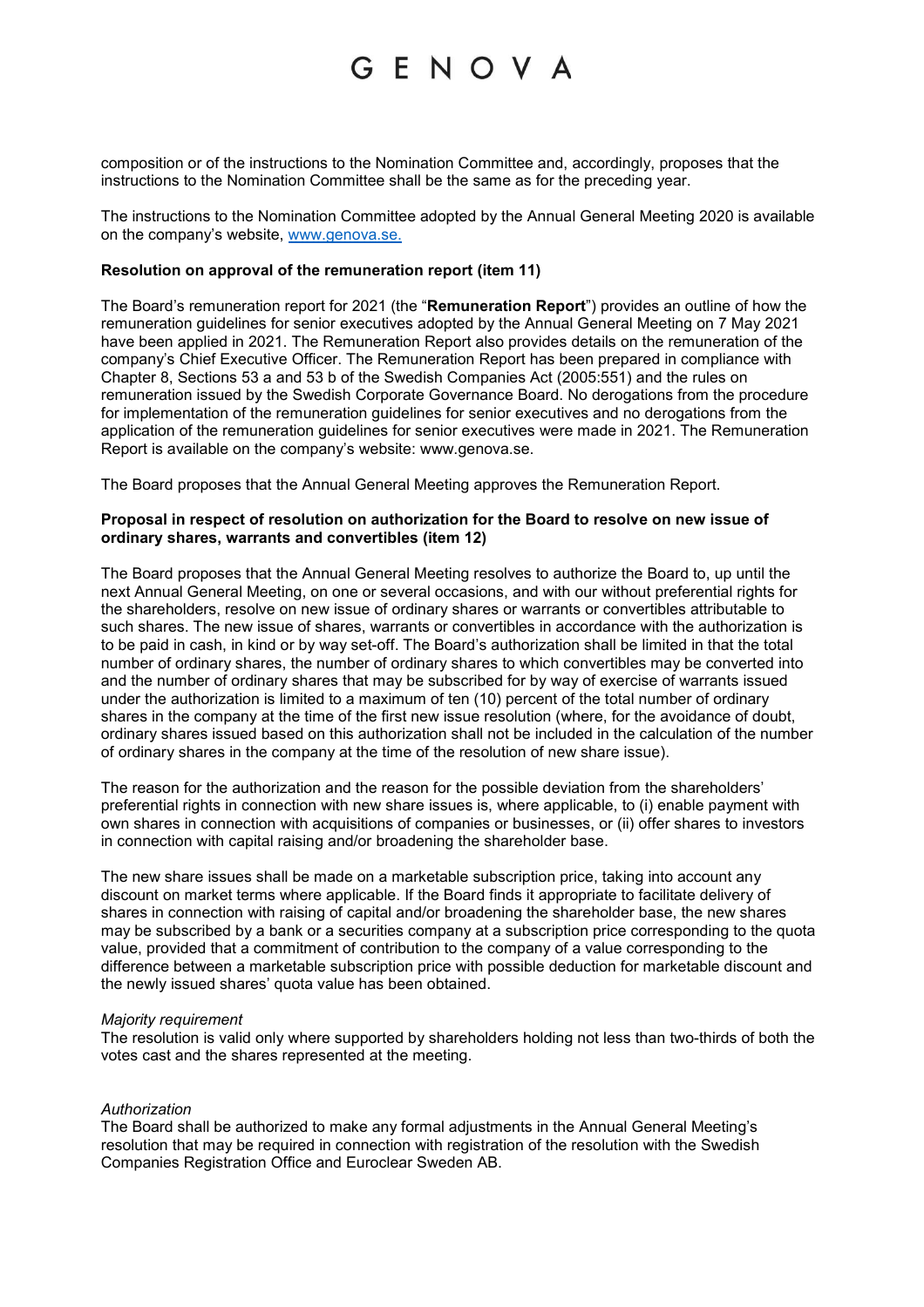composition or of the instructions to the Nomination Committee and, accordingly, proposes that the instructions to the Nomination Committee shall be the same as for the preceding year.

The instructions to the Nomination Committee adopted by the Annual General Meeting 2020 is available on the company's website, [www.genova.se.](http://www.genova.se)

**Resolution on approval of the remuneration report (item 11)**

The Board's remuneration report for 2021 (the "**Remuneration Report**") provides an outline of how the remuneration guidelines for senior executives adopted by the Annual General Meeting on 7 May 2021 have been applied in 2021. The Remuneration Report also provides details on the remuneration of the company's Chief Executive Officer. The Remuneration Report has been prepared in compliance with Chapter 8, Sections 53 a and 53 b of the Swedish Companies Act (2005:551) and the rules on remuneration issued by the Swedish Corporate Governance Board. No derogations from the procedure for implementation of the remuneration guidelines for senior executives and no derogations from the application of the remuneration guidelines for senior executives were made in 2021. The Remuneration Report is available on the company's website: www.genova.se.

The Board proposes that the Annual General Meeting approves the Remuneration Report.

**Proposal in respect of resolution on authorization for the Board to resolve on new issue of ordinary shares, warrants and convertibles (item 12)**

The Board proposes that the Annual General Meeting resolves to authorize the Board to, up until the next Annual General Meeting, on one or several occasions, and with our without preferential rights for the shareholders, resolve on new issue of ordinary shares or warrants or convertibles attributable to such shares. The new issue of shares, warrants or convertibles in accordance with the authorization is to be paid in cash, in kind or by way set-off. The Board's authorization shall be limited in that the total number of ordinary shares, the number of ordinary shares to which convertibles may be converted into and the number of ordinary shares that may be subscribed for by way of exercise of warrants issued under the authorization is limited to a maximum of ten (10) percent of the total number of ordinary shares in the company at the time of the first new issue resolution (where, for the avoidance of doubt, ordinary shares issued based on this authorization shall not be included in the calculation of the number of ordinary shares in the company at the time of the resolution of new share issue).

The reason for the authorization and the reason for the possible deviation from the shareholders' preferential rights in connection with new share issues is, where applicable, to (i) enable payment with own shares in connection with acquisitions of companies or businesses, or (ii) offer shares to investors in connection with capital raising and/or broadening the shareholder base.

The new share issues shall be made on a marketable subscription price, taking into account any discount on market terms where applicable. If the Board finds it appropriate to facilitate delivery of shares in connection with raising of capital and/or broadening the shareholder base, the new shares may be subscribed by a bank or a securities company at a subscription price corresponding to the quota value, provided that a commitment of contribution to the company of a value corresponding to the difference between a marketable subscription price with possible deduction for marketable discount and the newly issued shares' quota value has been obtained.

*Majority requirement*

The resolution is valid only where supported by shareholders holding not less than two-thirds of both the votes cast and the shares represented at the meeting.

*Authorization*

The Board shall be authorized to make any formal adjustments in the Annual General Meeting's resolution that may be required in connection with registration of the resolution with the Swedish Companies Registration Office and Euroclear Sweden AB.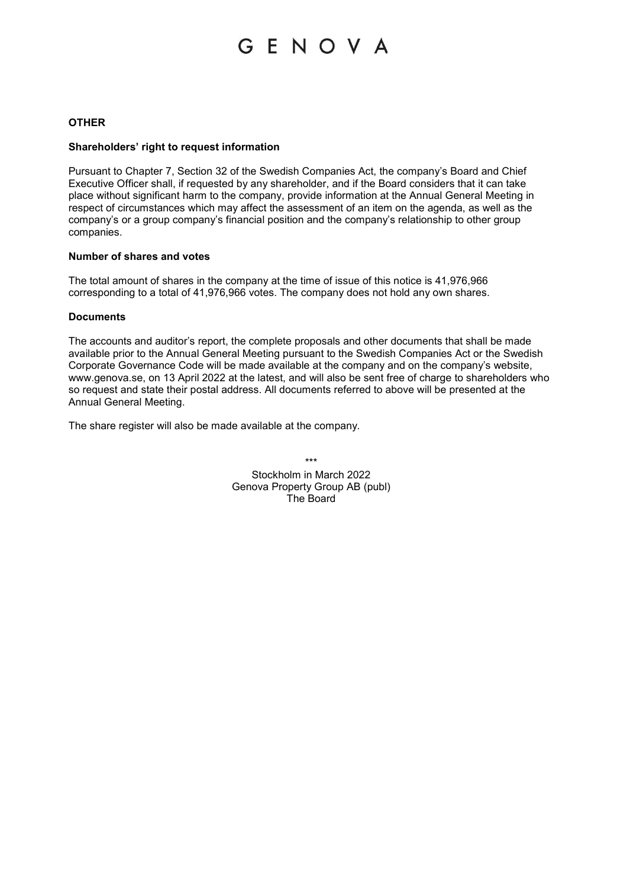**OTHER**

**Shareholders' right to request information**

Pursuant to Chapter 7, Section 32 of the Swedish Companies Act, the company's Board and Chief Executive Officer shall, if requested by any shareholder, and if the Board considers that it can take place without significant harm to the company, provide information at the Annual General Meeting in respect of circumstances which may affect the assessment of an item on the agenda, as well as the company's or a group company's financial position and the company's relationship to other group companies.

**Number of shares and votes**

The total amount of shares in the company at the time of issue of this notice is 41,976,966 corresponding to a total of 41,976,966 votes. The company does not hold any own shares.

**Documents**

The accounts and auditor's report, the complete proposals and other documents that shall be made available prior to the Annual General Meeting pursuant to the Swedish Companies Act or the Swedish Corporate Governance Code will be made available at the company and on the company's website, www.genova.se, on 13 April 2022 at the latest, and will also be sent free of charge to shareholders who so request and state their postal address. All documents referred to above will be presented at the Annual General Meeting.

The share register will also be made available at the company.

\*\*\*

Stockholm in March 2022
Genova Property Group AB (publ)
The Board